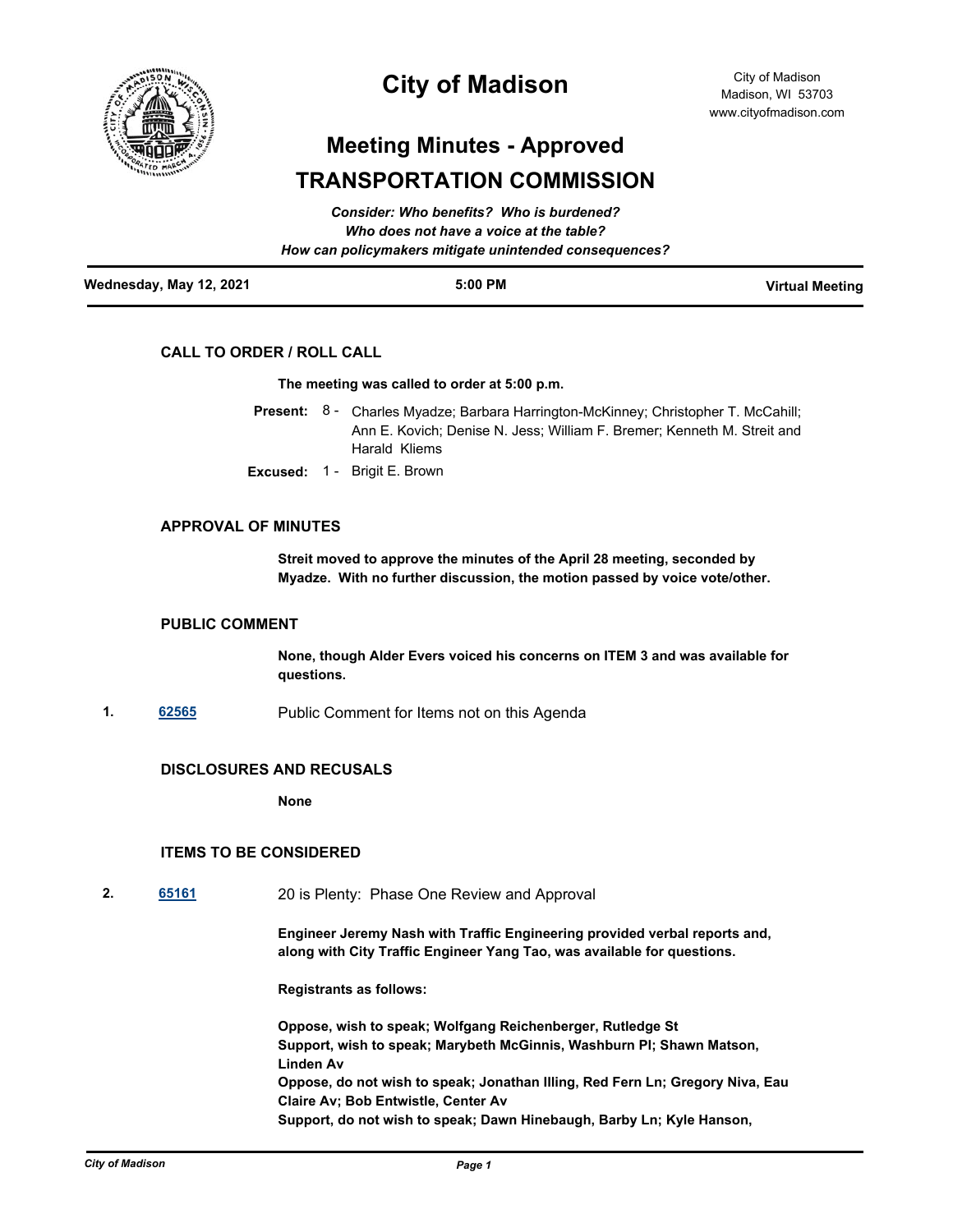# City of Madison

City of Madison
Madison, WI 53703
www.cityofmadison.com

## Meeting Minutes - Approved
## TRANSPORTATION COMMISSION

*Consider: Who benefits? Who is burdened?*
*Who does not have a voice at the table?*
*How can policymakers mitigate unintended consequences?*

**Wednesday, May 12, 2021** | **5:00 PM** | **Virtual Meeting**

### CALL TO ORDER / ROLL CALL

**The meeting was called to order at 5:00 p.m.**

**Present:** 8 - Charles Myadze; Barbara Harrington-McKinney; Christopher T. McCahill; Ann E. Kovich; Denise N. Jess; William F. Bremer; Kenneth M. Streit and Harald Kliems

**Excused:** 1 - Brigit E. Brown

### APPROVAL OF MINUTES

**Streit moved to approve the minutes of the April 28 meeting, seconded by Myadze. With no further discussion, the motion passed by voice vote/other.**

### PUBLIC COMMENT

**None, though Alder Evers voiced his concerns on ITEM 3 and was available for questions.**

**1.** [62565](62565) Public Comment for Items not on this Agenda

### DISCLOSURES AND RECUSALS

**None**

### ITEMS TO BE CONSIDERED

**2.** [65161](65161) 20 is Plenty: Phase One Review and Approval

**Engineer Jeremy Nash with Traffic Engineering provided verbal reports and, along with City Traffic Engineer Yang Tao, was available for questions.**

**Registrants as follows:**

**Oppose, wish to speak; Wolfgang Reichenberger, Rutledge St**
**Support, wish to speak; Marybeth McGinnis, Washburn Pl; Shawn Matson, Linden Av**
**Oppose, do not wish to speak; Jonathan Illing, Red Fern Ln; Gregory Niva, Eau Claire Av; Bob Entwistle, Center Av**
**Support, do not wish to speak; Dawn Hinebaugh, Barby Ln; Kyle Hanson,**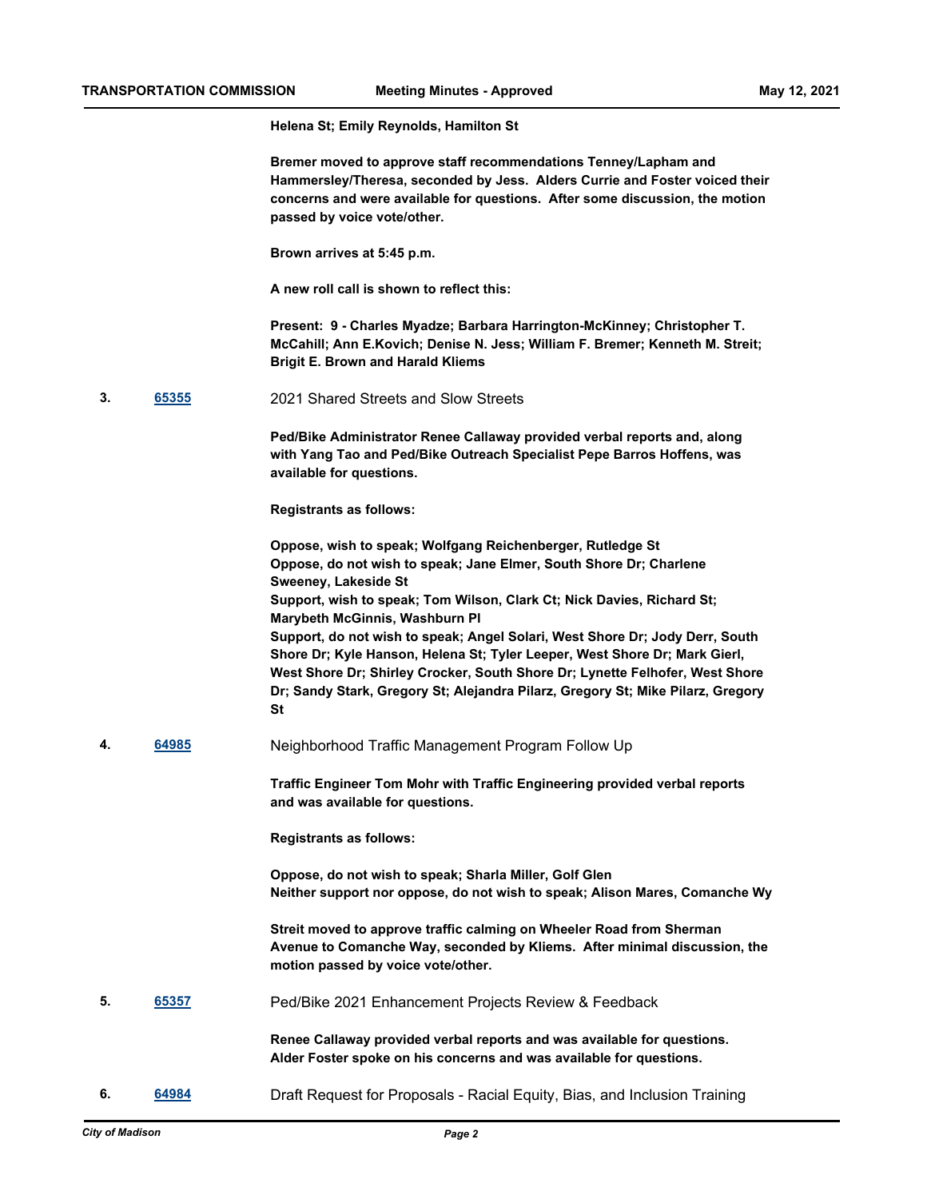**Helena St; Emily Reynolds, Hamilton St**

**Bremer moved to approve staff recommendations Tenney/Lapham and Hammersley/Theresa, seconded by Jess. Alders Currie and Foster voiced their concerns and were available for questions. After some discussion, the motion passed by voice vote/other.**

**Brown arrives at 5:45 p.m.**

**A new roll call is shown to reflect this:**

**Present: 9 - Charles Myadze; Barbara Harrington-McKinney; Christopher T. McCahill; Ann E.Kovich; Denise N. Jess; William F. Bremer; Kenneth M. Streit; Brigit E. Brown and Harald Kliems**

**3.** **65355** 2021 Shared Streets and Slow Streets

**Ped/Bike Administrator Renee Callaway provided verbal reports and, along with Yang Tao and Ped/Bike Outreach Specialist Pepe Barros Hoffens, was available for questions.**

**Registrants as follows:**

**Oppose, wish to speak; Wolfgang Reichenberger, Rutledge St**
**Oppose, do not wish to speak; Jane Elmer, South Shore Dr; Charlene Sweeney, Lakeside St**
**Support, wish to speak; Tom Wilson, Clark Ct; Nick Davies, Richard St; Marybeth McGinnis, Washburn Pl**
**Support, do not wish to speak; Angel Solari, West Shore Dr; Jody Derr, South Shore Dr; Kyle Hanson, Helena St; Tyler Leeper, West Shore Dr; Mark Gierl, West Shore Dr; Shirley Crocker, South Shore Dr; Lynette Felhofer, West Shore Dr; Sandy Stark, Gregory St; Alejandra Pilarz, Gregory St; Mike Pilarz, Gregory St**

**4.** **64985** Neighborhood Traffic Management Program Follow Up

**Traffic Engineer Tom Mohr with Traffic Engineering provided verbal reports and was available for questions.**

**Registrants as follows:**

**Oppose, do not wish to speak; Sharla Miller, Golf Glen**
**Neither support nor oppose, do not wish to speak; Alison Mares, Comanche Wy**

**Streit moved to approve traffic calming on Wheeler Road from Sherman Avenue to Comanche Way, seconded by Kliems. After minimal discussion, the motion passed by voice vote/other.**

**5.** **65357** Ped/Bike 2021 Enhancement Projects Review & Feedback

**Renee Callaway provided verbal reports and was available for questions. Alder Foster spoke on his concerns and was available for questions.**

**6.** **64984** Draft Request for Proposals - Racial Equity, Bias, and Inclusion Training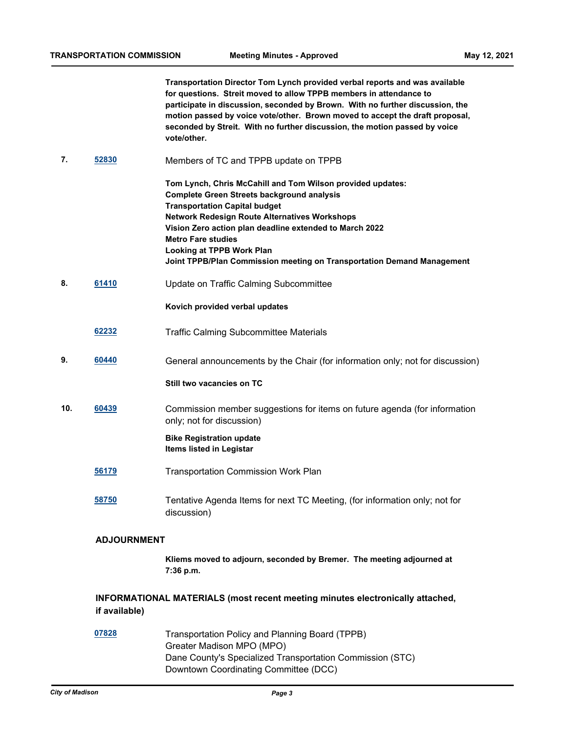**Transportation Director Tom Lynch provided verbal reports and was available for questions. Streit moved to allow TPPB members in attendance to participate in discussion, seconded by Brown. With no further discussion, the motion passed by voice vote/other. Brown moved to accept the draft proposal, seconded by Streit. With no further discussion, the motion passed by voice vote/other.**

**7.** [52830](52830) Members of TC and TPPB update on TPPB

**Tom Lynch, Chris McCahill and Tom Wilson provided updates:**
**Complete Green Streets background analysis**
**Transportation Capital budget**
**Network Redesign Route Alternatives Workshops**
**Vision Zero action plan deadline extended to March 2022**
**Metro Fare studies**
**Looking at TPPB Work Plan**
**Joint TPPB/Plan Commission meeting on Transportation Demand Management**

**8.** [61410](61410) Update on Traffic Calming Subcommittee

**Kovich provided verbal updates**

[62232](62232) Traffic Calming Subcommittee Materials

**9.** [60440](60440) General announcements by the Chair (for information only; not for discussion)

**Still two vacancies on TC**

**10.** [60439](60439) Commission member suggestions for items on future agenda (for information only; not for discussion)

**Bike Registration update**
**Items listed in Legistar**

[56179](56179) Transportation Commission Work Plan

[58750](58750) Tentative Agenda Items for next TC Meeting, (for information only; not for discussion)

## ADJOURNMENT

**Kliems moved to adjourn, seconded by Bremer. The meeting adjourned at 7:36 p.m.**

## INFORMATIONAL MATERIALS (most recent meeting minutes electronically attached, if available)

[07828](07828) Transportation Policy and Planning Board (TPPB)
Greater Madison MPO (MPO)
Dane County's Specialized Transportation Commission (STC)
Downtown Coordinating Committee (DCC)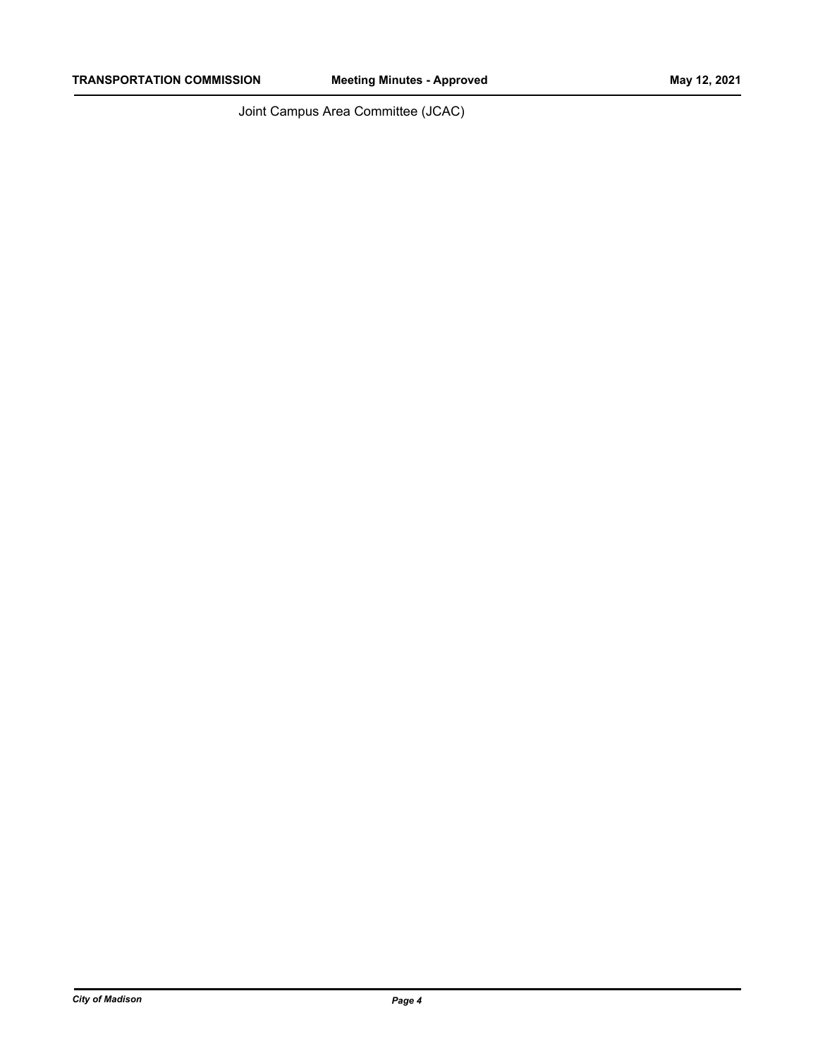Joint Campus Area Committee (JCAC)